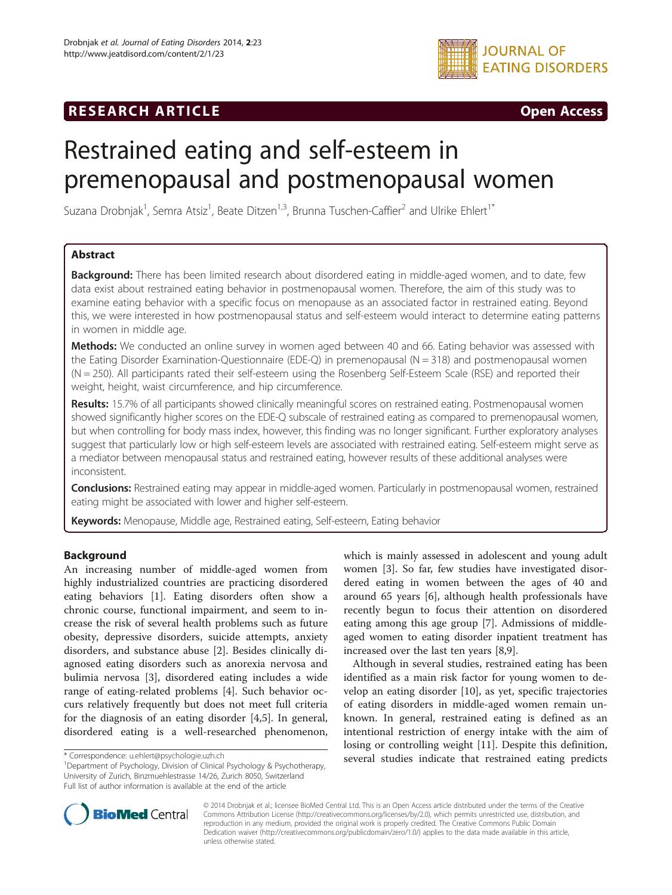**RESEARCH ARTICLE** **Open Access**

# Restrained eating and self-esteem in premenopausal and postmenopausal women

Suzana Drobnjak[1], Semra Atsiz[1], Beate Ditzen[1,3], Brunna Tuschen-Caffier[2] and Ulrike Ehlert[1*]

## Abstract

**Background:** There has been limited research about disordered eating in middle-aged women, and to date, few data exist about restrained eating behavior in postmenopausal women. Therefore, the aim of this study was to examine eating behavior with a specific focus on menopause as an associated factor in restrained eating. Beyond this, we were interested in how postmenopausal status and self-esteem would interact to determine eating patterns in women in middle age.

**Methods:** We conducted an online survey in women aged between 40 and 66. Eating behavior was assessed with the Eating Disorder Examination-Questionnaire (EDE-Q) in premenopausal (N = 318) and postmenopausal women (N = 250). All participants rated their self-esteem using the Rosenberg Self-Esteem Scale (RSE) and reported their weight, height, waist circumference, and hip circumference.

**Results:** 15.7% of all participants showed clinically meaningful scores on restrained eating. Postmenopausal women showed significantly higher scores on the EDE-Q subscale of restrained eating as compared to premenopausal women, but when controlling for body mass index, however, this finding was no longer significant. Further exploratory analyses suggest that particularly low or high self-esteem levels are associated with restrained eating. Self-esteem might serve as a mediator between menopausal status and restrained eating, however results of these additional analyses were inconsistent.

**Conclusions:** Restrained eating may appear in middle-aged women. Particularly in postmenopausal women, restrained eating might be associated with lower and higher self-esteem.

**Keywords:** Menopause, Middle age, Restrained eating, Self-esteem, Eating behavior

## Background

An increasing number of middle-aged women from highly industrialized countries are practicing disordered eating behaviors [1]. Eating disorders often show a chronic course, functional impairment, and seem to increase the risk of several health problems such as future obesity, depressive disorders, suicide attempts, anxiety disorders, and substance abuse [2]. Besides clinically diagnosed eating disorders such as anorexia nervosa and bulimia nervosa [3], disordered eating includes a wide range of eating-related problems [4]. Such behavior occurs relatively frequently but does not meet full criteria for the diagnosis of an eating disorder [4,5]. In general, disordered eating is a well-researched phenomenon, which is mainly assessed in adolescent and young adult women [3]. So far, few studies have investigated disordered eating in women between the ages of 40 and around 65 years [6], although health professionals have recently begun to focus their attention on disordered eating among this age group [7]. Admissions of middle-aged women to eating disorder inpatient treatment has increased over the last ten years [8,9].

Although in several studies, restrained eating has been identified as a main risk factor for young women to develop an eating disorder [10], as yet, specific trajectories of eating disorders in middle-aged women remain unknown. In general, restrained eating is defined as an intentional restriction of energy intake with the aim of losing or controlling weight [11]. Despite this definition, several studies indicate that restrained eating predicts

\* Correspondence: u.ehlert@psychologie.uzh.ch
[1]Department of Psychology, Division of Clinical Psychology & Psychotherapy, University of Zurich, Binzmuehlestrasse 14/26, Zurich 8050, Switzerland
Full list of author information is available at the end of the article

© 2014 Drobnjak et al.; licensee BioMed Central Ltd. This is an Open Access article distributed under the terms of the Creative Commons Attribution License (http://creativecommons.org/licenses/by/2.0), which permits unrestricted use, distribution, and reproduction in any medium, provided the original work is properly credited. The Creative Commons Public Domain Dedication waiver (http://creativecommons.org/publicdomain/zero/1.0/) applies to the data made available in this article, unless otherwise stated.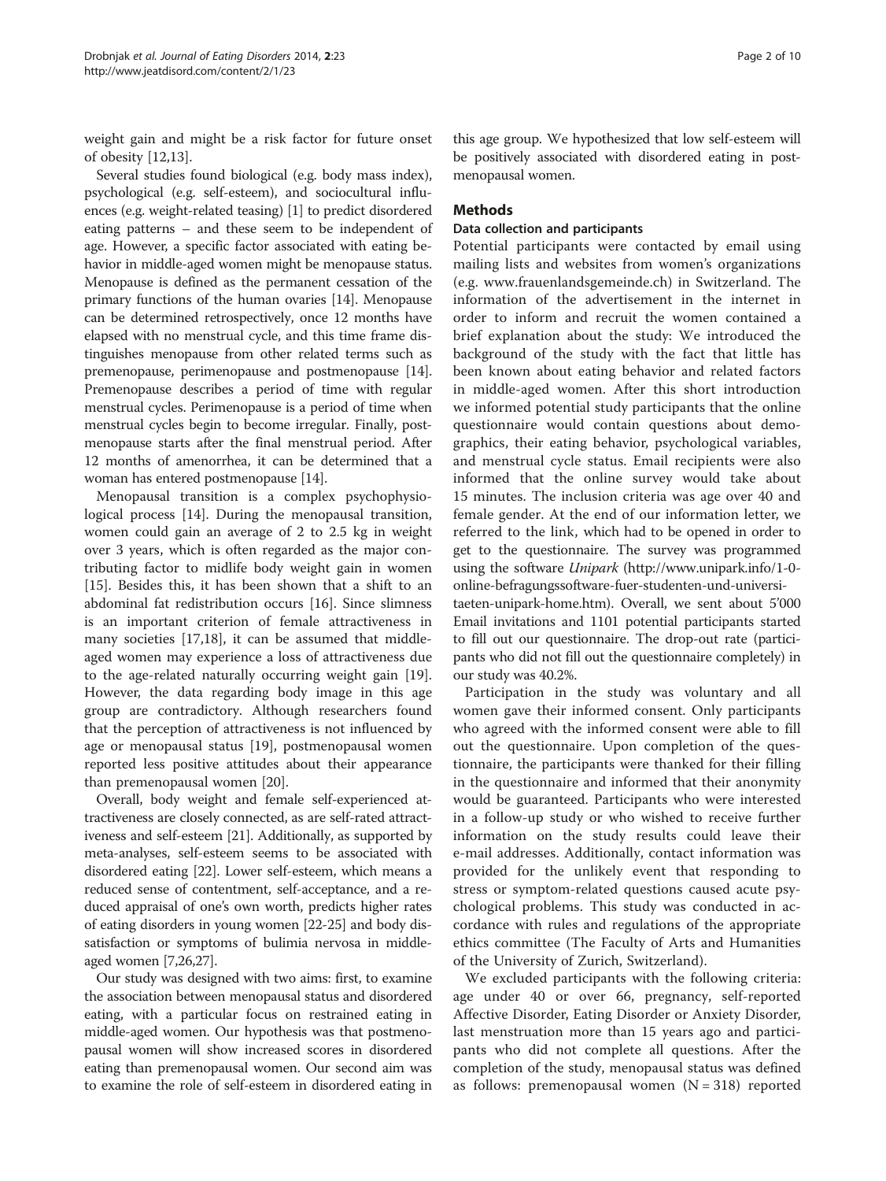weight gain and might be a risk factor for future onset of obesity [12,13].

Several studies found biological (e.g. body mass index), psychological (e.g. self-esteem), and sociocultural influences (e.g. weight-related teasing) [1] to predict disordered eating patterns – and these seem to be independent of age. However, a specific factor associated with eating behavior in middle-aged women might be menopause status. Menopause is defined as the permanent cessation of the primary functions of the human ovaries [14]. Menopause can be determined retrospectively, once 12 months have elapsed with no menstrual cycle, and this time frame distinguishes menopause from other related terms such as premenopause, perimenopause and postmenopause [14]. Premenopause describes a period of time with regular menstrual cycles. Perimenopause is a period of time when menstrual cycles begin to become irregular. Finally, postmenopause starts after the final menstrual period. After 12 months of amenorrhea, it can be determined that a woman has entered postmenopause [14].

Menopausal transition is a complex psychophysiological process [14]. During the menopausal transition, women could gain an average of 2 to 2.5 kg in weight over 3 years, which is often regarded as the major contributing factor to midlife body weight gain in women [15]. Besides this, it has been shown that a shift to an abdominal fat redistribution occurs [16]. Since slimness is an important criterion of female attractiveness in many societies [17,18], it can be assumed that middle-aged women may experience a loss of attractiveness due to the age-related naturally occurring weight gain [19]. However, the data regarding body image in this age group are contradictory. Although researchers found that the perception of attractiveness is not influenced by age or menopausal status [19], postmenopausal women reported less positive attitudes about their appearance than premenopausal women [20].

Overall, body weight and female self-experienced attractiveness are closely connected, as are self-rated attractiveness and self-esteem [21]. Additionally, as supported by meta-analyses, self-esteem seems to be associated with disordered eating [22]. Lower self-esteem, which means a reduced sense of contentment, self-acceptance, and a reduced appraisal of one's own worth, predicts higher rates of eating disorders in young women [22-25] and body dissatisfaction or symptoms of bulimia nervosa in middle-aged women [7,26,27].

Our study was designed with two aims: first, to examine the association between menopausal status and disordered eating, with a particular focus on restrained eating in middle-aged women. Our hypothesis was that postmenopausal women will show increased scores in disordered eating than premenopausal women. Our second aim was to examine the role of self-esteem in disordered eating in this age group. We hypothesized that low self-esteem will be positively associated with disordered eating in postmenopausal women.

## Methods

### Data collection and participants

Potential participants were contacted by email using mailing lists and websites from women's organizations (e.g. www.frauenlandsgemeinde.ch) in Switzerland. The information of the advertisement in the internet in order to inform and recruit the women contained a brief explanation about the study: We introduced the background of the study with the fact that little has been known about eating behavior and related factors in middle-aged women. After this short introduction we informed potential study participants that the online questionnaire would contain questions about demographics, their eating behavior, psychological variables, and menstrual cycle status. Email recipients were also informed that the online survey would take about 15 minutes. The inclusion criteria was age over 40 and female gender. At the end of our information letter, we referred to the link, which had to be opened in order to get to the questionnaire. The survey was programmed using the software *Unipark* (http://www.unipark.info/1-0-online-befragungssoftware-fuer-studenten-und-universitaeten-unipark-home.htm). Overall, we sent about 5'000 Email invitations and 1101 potential participants started to fill out our questionnaire. The drop-out rate (participants who did not fill out the questionnaire completely) in our study was 40.2%.

Participation in the study was voluntary and all women gave their informed consent. Only participants who agreed with the informed consent were able to fill out the questionnaire. Upon completion of the questionnaire, the participants were thanked for their filling in the questionnaire and informed that their anonymity would be guaranteed. Participants who were interested in a follow-up study or who wished to receive further information on the study results could leave their e-mail addresses. Additionally, contact information was provided for the unlikely event that responding to stress or symptom-related questions caused acute psychological problems. This study was conducted in accordance with rules and regulations of the appropriate ethics committee (The Faculty of Arts and Humanities of the University of Zurich, Switzerland).

We excluded participants with the following criteria: age under 40 or over 66, pregnancy, self-reported Affective Disorder, Eating Disorder or Anxiety Disorder, last menstruation more than 15 years ago and participants who did not complete all questions. After the completion of the study, menopausal status was defined as follows: premenopausal women (N = 318) reported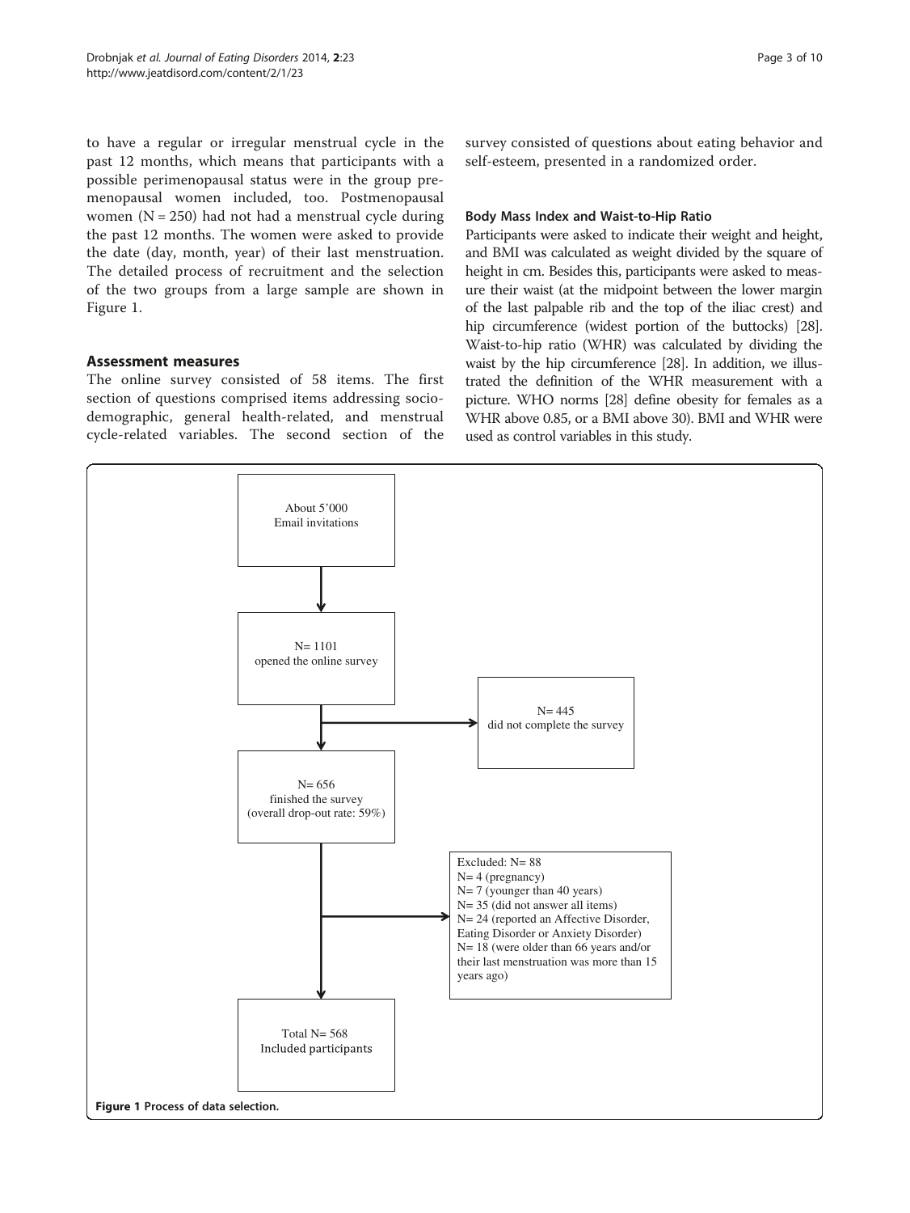to have a regular or irregular menstrual cycle in the past 12 months, which means that participants with a possible perimenopausal status were in the group premenopausal women included, too. Postmenopausal women (N = 250) had not had a menstrual cycle during the past 12 months. The women were asked to provide the date (day, month, year) of their last menstruation. The detailed process of recruitment and the selection of the two groups from a large sample are shown in Figure 1.

## Assessment measures

The online survey consisted of 58 items. The first section of questions comprised items addressing sociodemographic, general health-related, and menstrual cycle-related variables. The second section of the survey consisted of questions about eating behavior and self-esteem, presented in a randomized order.

### Body Mass Index and Waist-to-Hip Ratio

Participants were asked to indicate their weight and height, and BMI was calculated as weight divided by the square of height in cm. Besides this, participants were asked to measure their waist (at the midpoint between the lower margin of the last palpable rib and the top of the iliac crest) and hip circumference (widest portion of the buttocks) [28]. Waist-to-hip ratio (WHR) was calculated by dividing the waist by the hip circumference [28]. In addition, we illustrated the definition of the WHR measurement with a picture. WHO norms [28] define obesity for females as a WHR above 0.85, or a BMI above 30). BMI and WHR were used as control variables in this study.

About 5'000 Email invitations

↓

N= 1101 opened the online survey

→ N= 445 did not complete the survey

↓

N= 656 finished the survey (overall drop-out rate: 59%)

→ Excluded: N= 88
- N= 4 (pregnancy)
- N= 7 (younger than 40 years)
- N= 35 (did not answer all items)
- N= 24 (reported an Affective Disorder, Eating Disorder or Anxiety Disorder)
- N= 18 (were older than 66 years and/or their last menstruation was more than 15 years ago)

↓

Total N= 568 Included participants

**Figure 1** Process of data selection.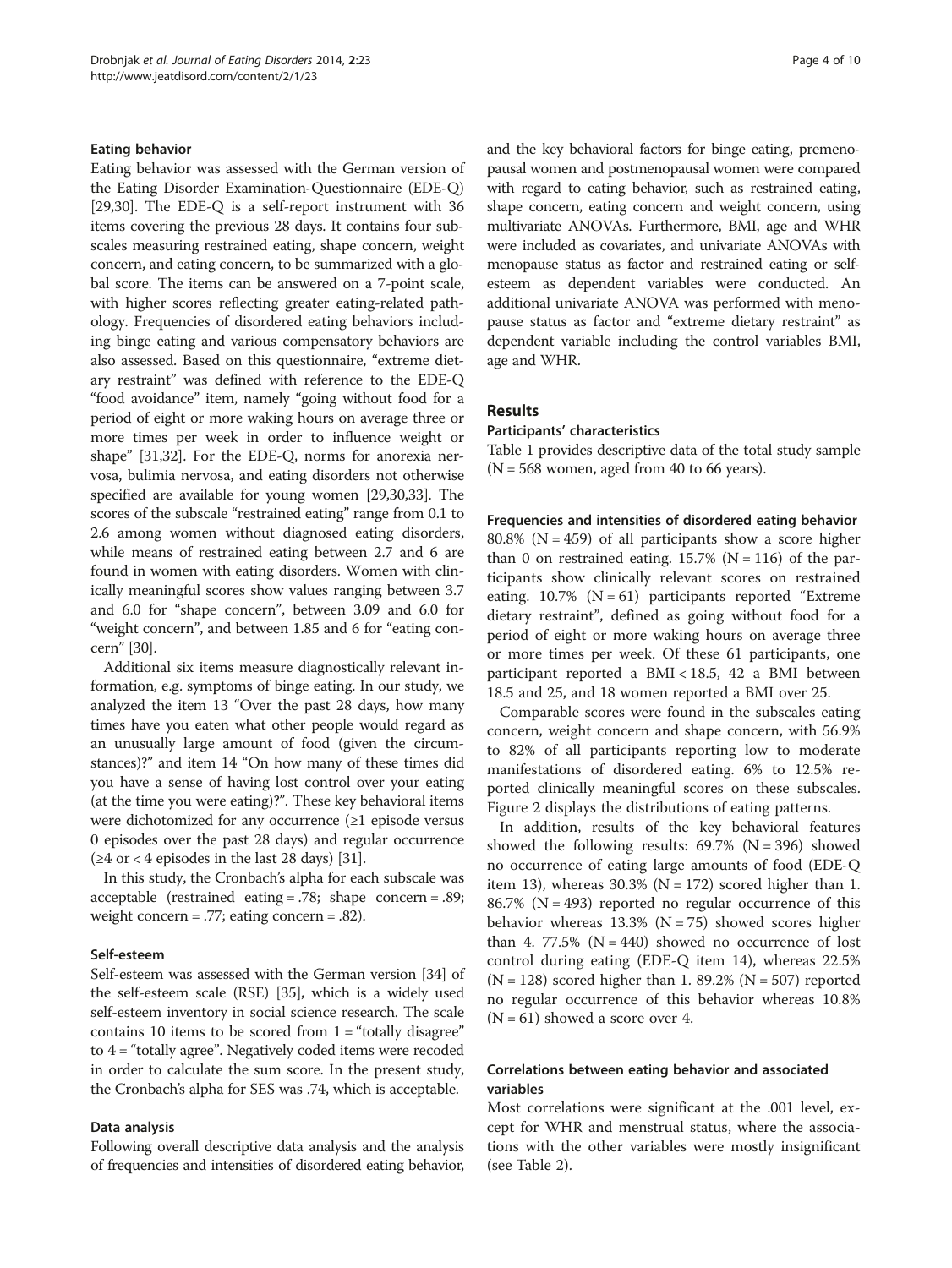### Eating behavior

Eating behavior was assessed with the German version of the Eating Disorder Examination-Questionnaire (EDE-Q) [29,30]. The EDE-Q is a self-report instrument with 36 items covering the previous 28 days. It contains four subscales measuring restrained eating, shape concern, weight concern, and eating concern, to be summarized with a global score. The items can be answered on a 7-point scale, with higher scores reflecting greater eating-related pathology. Frequencies of disordered eating behaviors including binge eating and various compensatory behaviors are also assessed. Based on this questionnaire, "extreme dietary restraint" was defined with reference to the EDE-Q "food avoidance" item, namely "going without food for a period of eight or more waking hours on average three or more times per week in order to influence weight or shape" [31,32]. For the EDE-Q, norms for anorexia nervosa, bulimia nervosa, and eating disorders not otherwise specified are available for young women [29,30,33]. The scores of the subscale "restrained eating" range from 0.1 to 2.6 among women without diagnosed eating disorders, while means of restrained eating between 2.7 and 6 are found in women with eating disorders. Women with clinically meaningful scores show values ranging between 3.7 and 6.0 for "shape concern", between 3.09 and 6.0 for "weight concern", and between 1.85 and 6 for "eating concern" [30].

Additional six items measure diagnostically relevant information, e.g. symptoms of binge eating. In our study, we analyzed the item 13 "Over the past 28 days, how many times have you eaten what other people would regard as an unusually large amount of food (given the circumstances)?" and item 14 "On how many of these times did you have a sense of having lost control over your eating (at the time you were eating)?". These key behavioral items were dichotomized for any occurrence (≥1 episode versus 0 episodes over the past 28 days) and regular occurrence (≥4 or < 4 episodes in the last 28 days) [31].

In this study, the Cronbach's alpha for each subscale was acceptable (restrained eating = .78; shape concern = .89; weight concern = .77; eating concern = .82).

### Self-esteem

Self-esteem was assessed with the German version [34] of the self-esteem scale (RSE) [35], which is a widely used self-esteem inventory in social science research. The scale contains 10 items to be scored from 1 = "totally disagree" to 4 = "totally agree". Negatively coded items were recoded in order to calculate the sum score. In the present study, the Cronbach's alpha for SES was .74, which is acceptable.

### Data analysis

Following overall descriptive data analysis and the analysis of frequencies and intensities of disordered eating behavior, and the key behavioral factors for binge eating, premenopausal women and postmenopausal women were compared with regard to eating behavior, such as restrained eating, shape concern, eating concern and weight concern, using multivariate ANOVAs. Furthermore, BMI, age and WHR were included as covariates, and univariate ANOVAs with menopause status as factor and restrained eating or self-esteem as dependent variables were conducted. An additional univariate ANOVA was performed with menopause status as factor and "extreme dietary restraint" as dependent variable including the control variables BMI, age and WHR.

## Results

### Participants' characteristics

Table 1 provides descriptive data of the total study sample (N = 568 women, aged from 40 to 66 years).

### Frequencies and intensities of disordered eating behavior

80.8% (N = 459) of all participants show a score higher than 0 on restrained eating. 15.7% (N = 116) of the participants show clinically relevant scores on restrained eating. 10.7% (N = 61) participants reported "Extreme dietary restraint", defined as going without food for a period of eight or more waking hours on average three or more times per week. Of these 61 participants, one participant reported a BMI < 18.5, 42 a BMI between 18.5 and 25, and 18 women reported a BMI over 25.

Comparable scores were found in the subscales eating concern, weight concern and shape concern, with 56.9% to 82% of all participants reporting low to moderate manifestations of disordered eating. 6% to 12.5% reported clinically meaningful scores on these subscales. Figure 2 displays the distributions of eating patterns.

In addition, results of the key behavioral features showed the following results: 69.7% (N = 396) showed no occurrence of eating large amounts of food (EDE-Q item 13), whereas 30.3% (N = 172) scored higher than 1. 86.7% (N = 493) reported no regular occurrence of this behavior whereas 13.3% (N = 75) showed scores higher than 4. 77.5% (N = 440) showed no occurrence of lost control during eating (EDE-Q item 14), whereas 22.5% (N = 128) scored higher than 1. 89.2% (N = 507) reported no regular occurrence of this behavior whereas 10.8% (N = 61) showed a score over 4.

### Correlations between eating behavior and associated variables

Most correlations were significant at the .001 level, except for WHR and menstrual status, where the associations with the other variables were mostly insignificant (see Table 2).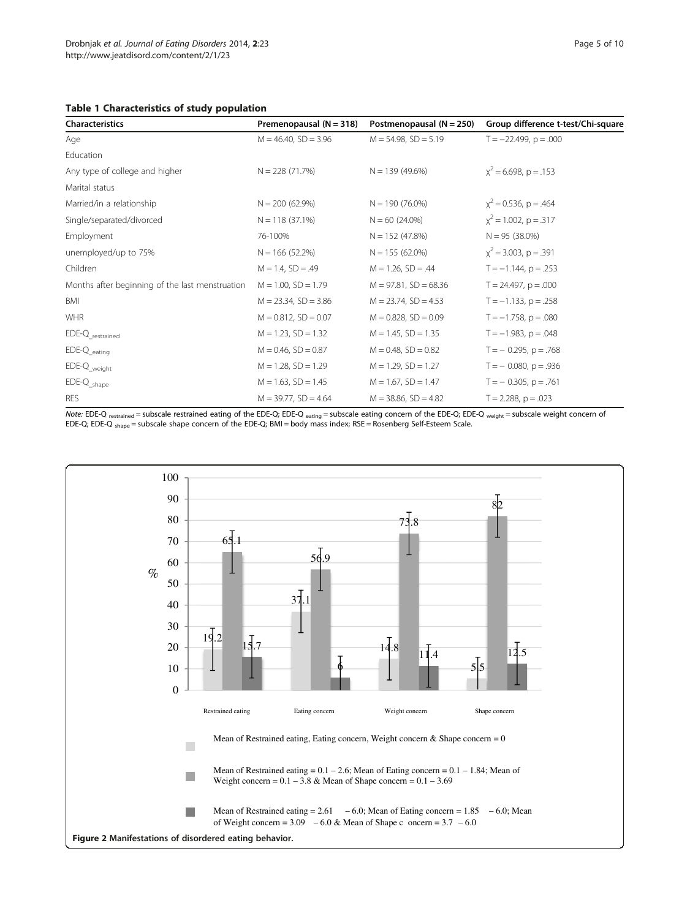**Table 1 Characteristics of study population**

| Characteristics | Premenopausal (N = 318) | Postmenopausal (N = 250) | Group difference t-test/Chi-square |
|---|---|---|---|
| Age | M = 46.40, SD = 3.96 | M = 54.98, SD = 5.19 | T = −22.499, p = .000 |
| Education | | | |
| Any type of college and higher | N = 228 (71.7%) | N = 139 (49.6%) | $\chi^2$ = 6.698, p = .153 |
| Marital status | | | |
| Married/in a relationship | N = 200 (62.9%) | N = 190 (76.0%) | $\chi^2$ = 0.536, p = .464 |
| Single/separated/divorced | N = 118 (37.1%) | N = 60 (24.0%) | $\chi^2$ = 1.002, p = .317 |
| Employment | 76-100% | N = 152 (47.8%) | N = 95 (38.0%) |
| unemployed/up to 75% | N = 166 (52.2%) | N = 155 (62.0%) | $\chi^2$ = 3.003, p = .391 |
| Children | M = 1.4, SD = .49 | M = 1.26, SD = .44 | T = −1.144, p = .253 |
| Months after beginning of the last menstruation | M = 1.00, SD = 1.79 | M = 97.81, SD = 68.36 | T = 24.497, p = .000 |
| BMI | M = 23.34, SD = 3.86 | M = 23.74, SD = 4.53 | T = −1.133, p = .258 |
| WHR | M = 0.812, SD = 0.07 | M = 0.828, SD = 0.09 | T = −1.758, p = .080 |
| EDE-Q$_{\_restrained}$ | M = 1.23, SD = 1.32 | M = 1.45, SD = 1.35 | T = −1.983, p = .048 |
| EDE-Q$_{\_eating}$ | M = 0.46, SD = 0.87 | M = 0.48, SD = 0.82 | T = − 0.295, p = .768 |
| EDE-Q$_{\_weight}$ | M = 1.28, SD = 1.29 | M = 1.29, SD = 1.27 | T = − 0.080, p = .936 |
| EDE-Q$_{\_shape}$ | M = 1.63, SD = 1.45 | M = 1.67, SD = 1.47 | T = − 0.305, p = .761 |
| RES | M = 39.77, SD = 4.64 | M = 38.86, SD = 4.82 | T = 2.288, p = .023 |

*Note:* EDE-Q $_{restrained}$ = subscale restrained eating of the EDE-Q; EDE-Q $_{eating}$ = subscale eating concern of the EDE-Q; EDE-Q $_{weight}$ = subscale weight concern of EDE-Q; EDE-Q $_{shape}$ = subscale shape concern of the EDE-Q; BMI = body mass index; RSE = Rosenberg Self-Esteem Scale.

| % | Restrained eating | Eating concern | Weight concern | Shape concern |
|---|---|---|---|---|
| Mean of Restrained eating, Eating concern, Weight concern & Shape concern = 0 | 19.2 | 37.1 | 14.8 | 5.5 |
| Mean of Restrained eating = 0.1 – 2.6; Mean of Eating concern = 0.1 – 1.84; Mean of Weight concern = 0.1 – 3.8 & Mean of Shape concern = 0.1 – 3.69 | 65.1 | 56.9 | 73.8 | 82 |
| Mean of Restrained eating = 2.61 – 6.0; Mean of Eating concern = 1.85 – 6.0; Mean of Weight concern = 3.09 – 6.0 & Mean of Shape concern = 3.7 – 6.0 | 15.7 | 6 | 11.4 | 12.5 |

**Figure 2 Manifestations of disordered eating behavior.**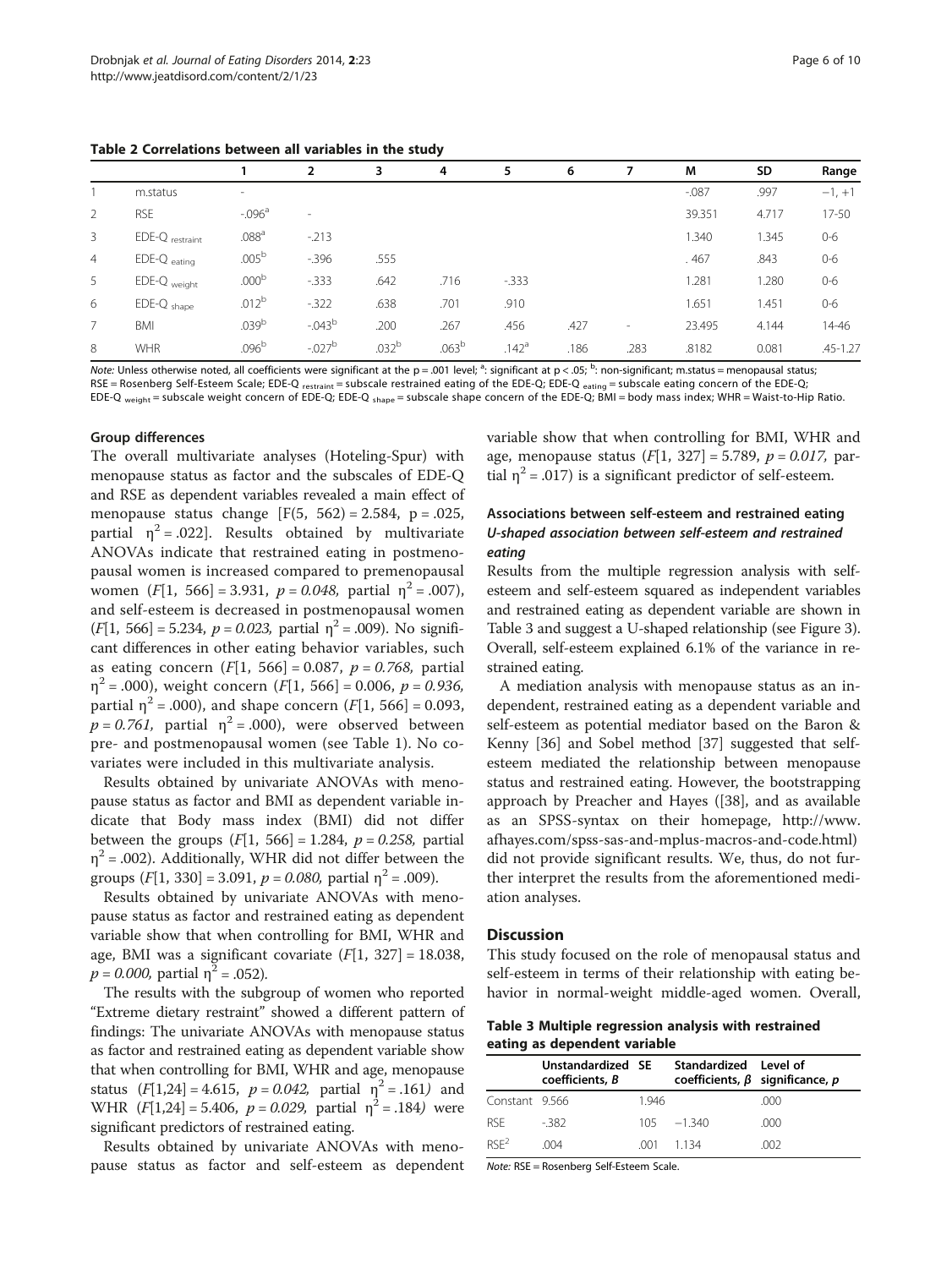**Table 2 Correlations between all variables in the study**

| | | 1 | 2 | 3 | 4 | 5 | 6 | 7 | M | SD | Range |
|---|---|---|---|---|---|---|---|---|---|---|---|
| 1 | m.status | - | | | | | | | -.087 | .997 | −1, +1 |
| 2 | RSE | -.096[a] | - | | | | | | 39.351 | 4.717 | 17-50 |
| 3 | EDE-Q $_{restraint}$ | .088[a] | -.213 | | | | | | 1.340 | 1.345 | 0-6 |
| 4 | EDE-Q $_{eating}$ | .005[b] | -.396 | .555 | | | | | . 467 | .843 | 0-6 |
| 5 | EDE-Q $_{weight}$ | .000[b] | -.333 | .642 | .716 | -.333 | | | 1.281 | 1.280 | 0-6 |
| 6 | EDE-Q $_{shape}$ | .012[b] | -.322 | .638 | .701 | .910 | | | 1.651 | 1.451 | 0-6 |
| 7 | BMI | .039[b] | -.043[b] | .200 | .267 | .456 | .427 | - | 23.495 | 4.144 | 14-46 |
| 8 | WHR | .096[b] | -.027[b] | .032[b] | .063[b] | .142[a] | .186 | .283 | .8182 | 0.081 | .45-1.27 |

*Note:* Unless otherwise noted, all coefficients were significant at the p = .001 level; [a]: significant at p < .05; [b]: non-significant; m.status = menopausal status; RSE = Rosenberg Self-Esteem Scale; EDE-Q $_{restraint}$ = subscale restrained eating of the EDE-Q; EDE-Q $_{eating}$ = subscale eating concern of the EDE-Q; EDE-Q $_{weight}$ = subscale weight concern of EDE-Q; EDE-Q $_{shape}$ = subscale shape concern of the EDE-Q; BMI = body mass index; WHR = Waist-to-Hip Ratio.

#### Group differences

The overall multivariate analyses (Hoteling-Spur) with menopause status as factor and the subscales of EDE-Q and RSE as dependent variables revealed a main effect of menopause status change [$F(5, 562) = 2.584$, $p = .025$, partial $\eta^2 = .022$]. Results obtained by multivariate ANOVAs indicate that restrained eating in postmenopausal women is increased compared to premenopausal women ($F[1, 566] = 3.931$, $p = 0.048$, partial $\eta^2 = .007$), and self-esteem is decreased in postmenopausal women ($F[1, 566] = 5.234$, $p = 0.023$, partial $\eta^2 = .009$). No significant differences in other eating behavior variables, such as eating concern ($F[1, 566] = 0.087$, $p = 0.768$, partial $\eta^2 = .000$), weight concern ($F[1, 566] = 0.006$, $p = 0.936$, partial $\eta^2 = .000$), and shape concern ($F[1, 566] = 0.093$, $p = 0.761$, partial $\eta^2 = .000$), were observed between pre- and postmenopausal women (see Table 1). No covariates were included in this multivariate analysis.

Results obtained by univariate ANOVAs with menopause status as factor and BMI as dependent variable indicate that Body mass index (BMI) did not differ between the groups ($F[1, 566] = 1.284$, $p = 0.258$, partial $\eta^2 = .002$). Additionally, WHR did not differ between the groups ($F[1, 330] = 3.091$, $p = 0.080$, partial $\eta^2 = .009$).

Results obtained by univariate ANOVAs with menopause status as factor and restrained eating as dependent variable show that when controlling for BMI, WHR and age, BMI was a significant covariate ($F[1, 327] = 18.038$, $p = 0.000$, partial $\eta^2 = .052$).

The results with the subgroup of women who reported "Extreme dietary restraint" showed a different pattern of findings: The univariate ANOVAs with menopause status as factor and restrained eating as dependent variable show that when controlling for BMI, WHR and age, menopause status ($F[1,24] = 4.615$, $p = 0.042$, partial $\eta^2 = .161$) and WHR ($F[1,24] = 5.406$, $p = 0.029$, partial $\eta^2 = .184$) were significant predictors of restrained eating.

Results obtained by univariate ANOVAs with menopause status as factor and self-esteem as dependent variable show that when controlling for BMI, WHR and age, menopause status ($F[1, 327] = 5.789$, $p = 0.017$, partial $\eta^2 = .017$) is a significant predictor of self-esteem.

### Associations between self-esteem and restrained eating

#### *U-shaped association between self-esteem and restrained eating*

Results from the multiple regression analysis with self-esteem and self-esteem squared as independent variables and restrained eating as dependent variable are shown in Table 3 and suggest a U-shaped relationship (see Figure 3). Overall, self-esteem explained 6.1% of the variance in restrained eating.

A mediation analysis with menopause status as an independent, restrained eating as a dependent variable and self-esteem as potential mediator based on the Baron & Kenny [36] and Sobel method [37] suggested that self-esteem mediated the relationship between menopause status and restrained eating. However, the bootstrapping approach by Preacher and Hayes ([38], and as available as an SPSS-syntax on their homepage, http://www.afhayes.com/spss-sas-and-mplus-macros-and-code.html) did not provide significant results. We, thus, do not further interpret the results from the aforementioned mediation analyses.

## Discussion

This study focused on the role of menopausal status and self-esteem in terms of their relationship with eating behavior in normal-weight middle-aged women. Overall,

**Table 3 Multiple regression analysis with restrained eating as dependent variable**

| | Unstandardized coefficients, *B* | SE | Standardized coefficients, *β* | Level of significance, *p* |
|---|---|---|---|---|
| Constant | 9.566 | 1.946 | | .000 |
| RSE | -.382 | 105 | −1.340 | .000 |
| RSE$^2$ | .004 | .001 | 1.134 | .002 |

*Note:* RSE = Rosenberg Self-Esteem Scale.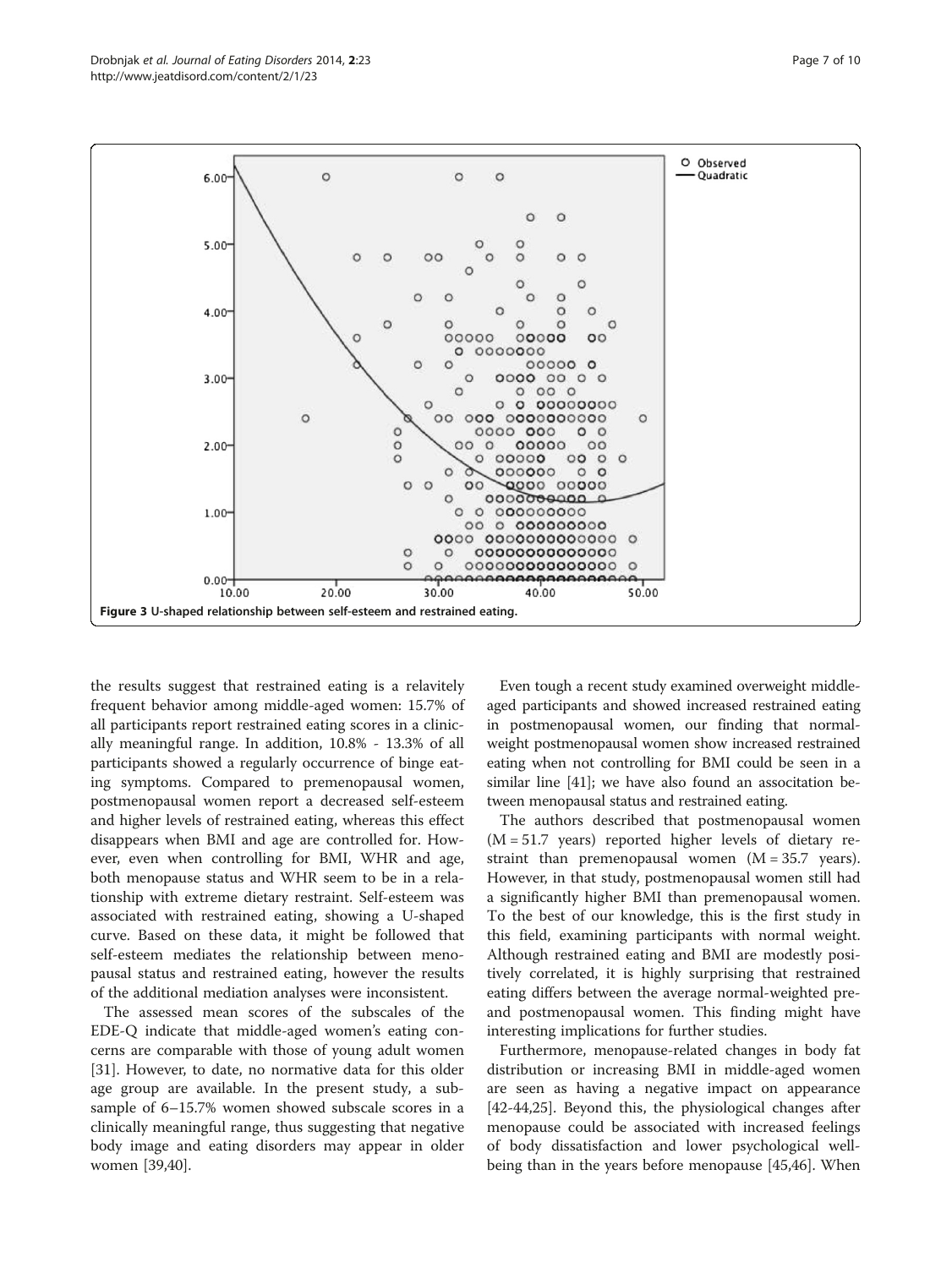Figure 3 U-shaped relationship between self-esteem and restrained eating.

the results suggest that restrained eating is a relatively frequent behavior among middle-aged women: 15.7% of all participants report restrained eating scores in a clinically meaningful range. In addition, 10.8% - 13.3% of all participants showed a regularly occurrence of binge eating symptoms. Compared to premenopausal women, postmenopausal women report a decreased self-esteem and higher levels of restrained eating, whereas this effect disappears when BMI and age are controlled for. However, even when controlling for BMI, WHR and age, both menopause status and WHR seem to be in a relationship with extreme dietary restraint. Self-esteem was associated with restrained eating, showing a U-shaped curve. Based on these data, it might be followed that self-esteem mediates the relationship between menopausal status and restrained eating, however the results of the additional mediation analyses were inconsistent.

The assessed mean scores of the subscales of the EDE-Q indicate that middle-aged women's eating concerns are comparable with those of young adult women [31]. However, to date, no normative data for this older age group are available. In the present study, a subsample of 6–15.7% women showed subscale scores in a clinically meaningful range, thus suggesting that negative body image and eating disorders may appear in older women [39,40].

Even tough a recent study examined overweight middle-aged participants and showed increased restrained eating in postmenopausal women, our finding that normal-weight postmenopausal women show increased restrained eating when not controlling for BMI could be seen in a similar line [41]; we have also found an assocititation between menopausal status and restrained eating.

The authors described that postmenopausal women (M = 51.7 years) reported higher levels of dietary restraint than premenopausal women (M = 35.7 years). However, in that study, postmenopausal women still had a significantly higher BMI than premenopausal women. To the best of our knowledge, this is the first study in this field, examining participants with normal weight. Although restrained eating and BMI are modestly positively correlated, it is highly surprising that restrained eating differs between the average normal-weighted pre- and postmenopausal women. This finding might have interesting implications for further studies.

Furthermore, menopause-related changes in body fat distribution or increasing BMI in middle-aged women are seen as having a negative impact on appearance [42-44,25]. Beyond this, the physiological changes after menopause could be associated with increased feelings of body dissatisfaction and lower psychological well-being than in the years before menopause [45,46]. When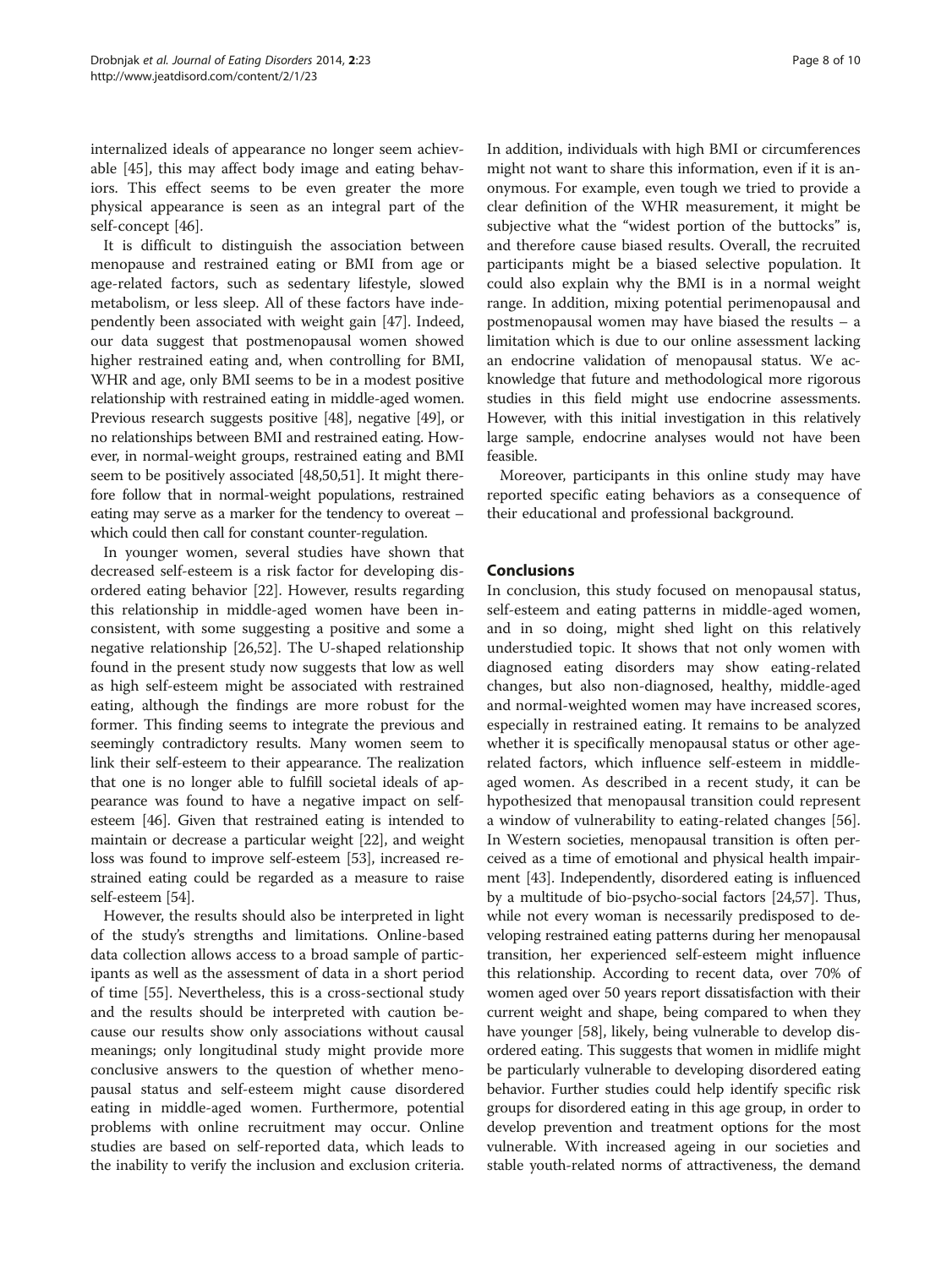internalized ideals of appearance no longer seem achievable [45], this may affect body image and eating behaviors. This effect seems to be even greater the more physical appearance is seen as an integral part of the self-concept [46].

It is difficult to distinguish the association between menopause and restrained eating or BMI from age or age-related factors, such as sedentary lifestyle, slowed metabolism, or less sleep. All of these factors have independently been associated with weight gain [47]. Indeed, our data suggest that postmenopausal women showed higher restrained eating and, when controlling for BMI, WHR and age, only BMI seems to be in a modest positive relationship with restrained eating in middle-aged women. Previous research suggests positive [48], negative [49], or no relationships between BMI and restrained eating. However, in normal-weight groups, restrained eating and BMI seem to be positively associated [48,50,51]. It might therefore follow that in normal-weight populations, restrained eating may serve as a marker for the tendency to overeat – which could then call for constant counter-regulation.

In younger women, several studies have shown that decreased self-esteem is a risk factor for developing disordered eating behavior [22]. However, results regarding this relationship in middle-aged women have been inconsistent, with some suggesting a positive and some a negative relationship [26,52]. The U-shaped relationship found in the present study now suggests that low as well as high self-esteem might be associated with restrained eating, although the findings are more robust for the former. This finding seems to integrate the previous and seemingly contradictory results. Many women seem to link their self-esteem to their appearance. The realization that one is no longer able to fulfill societal ideals of appearance was found to have a negative impact on self-esteem [46]. Given that restrained eating is intended to maintain or decrease a particular weight [22], and weight loss was found to improve self-esteem [53], increased restrained eating could be regarded as a measure to raise self-esteem [54].

However, the results should also be interpreted in light of the study's strengths and limitations. Online-based data collection allows access to a broad sample of participants as well as the assessment of data in a short period of time [55]. Nevertheless, this is a cross-sectional study and the results should be interpreted with caution because our results show only associations without causal meanings; only longitudinal study might provide more conclusive answers to the question of whether menopausal status and self-esteem might cause disordered eating in middle-aged women. Furthermore, potential problems with online recruitment may occur. Online studies are based on self-reported data, which leads to the inability to verify the inclusion and exclusion criteria. In addition, individuals with high BMI or circumferences might not want to share this information, even if it is anonymous. For example, even tough we tried to provide a clear definition of the WHR measurement, it might be subjective what the "widest portion of the buttocks" is, and therefore cause biased results. Overall, the recruited participants might be a biased selective population. It could also explain why the BMI is in a normal weight range. In addition, mixing potential perimenopausal and postmenopausal women may have biased the results – a limitation which is due to our online assessment lacking an endocrine validation of menopausal status. We acknowledge that future and methodological more rigorous studies in this field might use endocrine assessments. However, with this initial investigation in this relatively large sample, endocrine analyses would not have been feasible.

Moreover, participants in this online study may have reported specific eating behaviors as a consequence of their educational and professional background.

## Conclusions

In conclusion, this study focused on menopausal status, self-esteem and eating patterns in middle-aged women, and in so doing, might shed light on this relatively understudied topic. It shows that not only women with diagnosed eating disorders may show eating-related changes, but also non-diagnosed, healthy, middle-aged and normal-weighted women may have increased scores, especially in restrained eating. It remains to be analyzed whether it is specifically menopausal status or other age-related factors, which influence self-esteem in middle-aged women. As described in a recent study, it can be hypothesized that menopausal transition could represent a window of vulnerability to eating-related changes [56]. In Western societies, menopausal transition is often perceived as a time of emotional and physical health impairment [43]. Independently, disordered eating is influenced by a multitude of bio-psycho-social factors [24,57]. Thus, while not every woman is necessarily predisposed to developing restrained eating patterns during her menopausal transition, her experienced self-esteem might influence this relationship. According to recent data, over 70% of women aged over 50 years report dissatisfaction with their current weight and shape, being compared to when they have younger [58], likely, being vulnerable to develop disordered eating. This suggests that women in midlife might be particularly vulnerable to developing disordered eating behavior. Further studies could help identify specific risk groups for disordered eating in this age group, in order to develop prevention and treatment options for the most vulnerable. With increased ageing in our societies and stable youth-related norms of attractiveness, the demand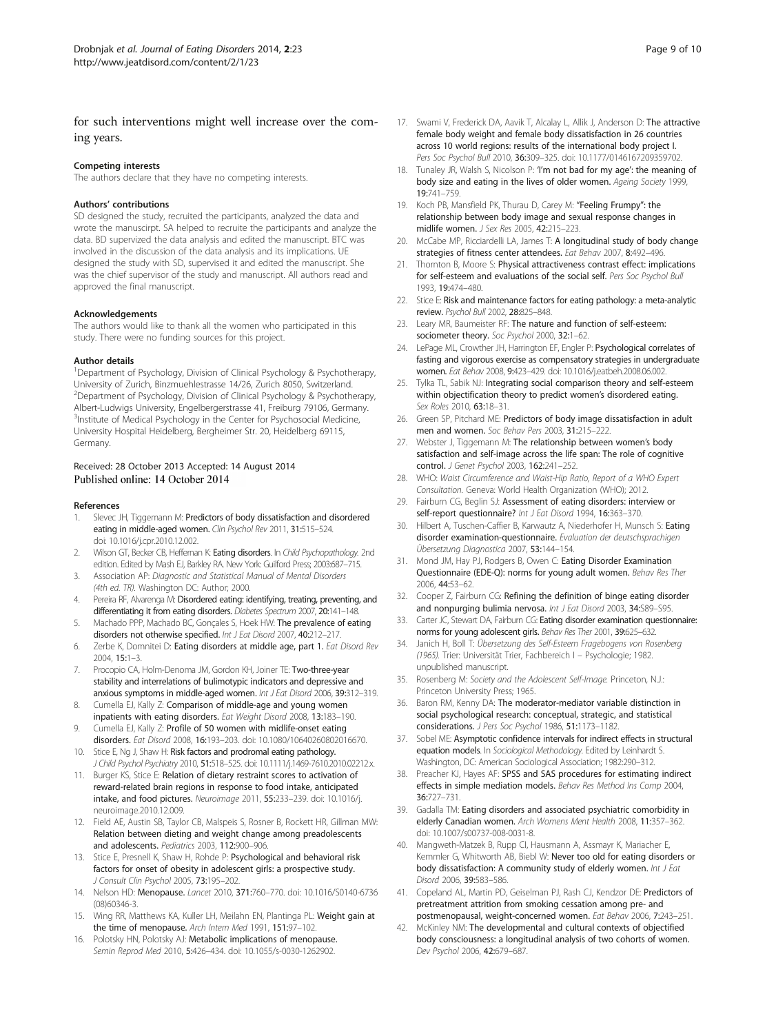for such interventions might well increase over the coming years.

#### Competing interests

The authors declare that they have no competing interests.

#### Authors' contributions

SD designed the study, recruited the participants, analyzed the data and wrote the manuscirpt. SA helped to recruite the participants and analyze the data. BD supervized the data analysis and edited the manuscript. BTC was involved in the discussion of the data analysis and its implications. UE designed the study with SD, supervised it and edited the manuscript. She was the chief supervisor of the study and manuscript. All authors read and approved the final manuscript.

#### Acknowledgements

The authors would like to thank all the women who participated in this study. There were no funding sources for this project.

#### Author details

[1]Department of Psychology, Division of Clinical Psychology & Psychotherapy, University of Zurich, Binzmuehlestrasse 14/26, Zurich 8050, Switzerland. [2]Department of Psychology, Division of Clinical Psychology & Psychotherapy, Albert-Ludwigs University, Engelbergerstrasse 41, Freiburg 79106, Germany. [3]Institute of Medical Psychology in the Center for Psychosocial Medicine, University Hospital Heidelberg, Bergheimer Str. 20, Heidelberg 69115, Germany.

Received: 28 October 2013 Accepted: 14 August 2014
Published online: 14 October 2014

#### References

1. Slevec JH, Tiggemann M: **Predictors of body dissatisfaction and disordered eating in middle-aged women.** *Clin Psychol Rev* 2011, **31:**515–524. doi: 10.1016/j.cpr.2010.12.002.
2. Wilson GT, Becker CB, Heffernan K: **Eating disorders.** In *Child Psychopathology.* 2nd edition. Edited by Mash EJ, Barkley RA. New York: Guilford Press; 2003:687–715.
3. Association AP: *Diagnostic and Statistical Manual of Mental Disorders (4th ed. TR).* Washington DC: Author; 2000.
4. Pereira RF, Alvarenga M: **Disordered eating: identifying, treating, preventing, and differentiating it from eating disorders.** *Diabetes Spectrum* 2007, **20:**141–148.
5. Machado PPP, Machado BC, Gonçales S, Hoek HW: **The prevalence of eating disorders not otherwise specified.** *Int J Eat Disord* 2007, **40:**212–217.
6. Zerbe K, Domnitei D: **Eating disorders at middle age, part 1.** *Eat Disord Rev* 2004, **15:**1–3.
7. Procopio CA, Holm-Denoma JM, Gordon KH, Joiner TE: **Two-three-year stability and interrelations of bulimotypic indicators and depressive and anxious symptoms in middle-aged women.** *Int J Eat Disord* 2006, **39:**312–319.
8. Cumella EJ, Kally Z: **Comparison of middle-age and young women inpatients with eating disorders.** *Eat Weight Disord* 2008, **13:**183–190.
9. Cumella EJ, Kally Z: **Profile of 50 women with midlife-onset eating disorders.** *Eat Disord* 2008, **16:**193–203. doi: 10.1080/10640260802016670.
10. Stice E, Ng J, Shaw H: **Risk factors and prodromal eating pathology.** *J Child Psychol Psychiatry* 2010, **51:**518–525. doi: 10.1111/j.1469-7610.2010.02212.x.
11. Burger KS, Stice E: **Relation of dietary restraint scores to activation of reward-related brain regions in response to food intake, anticipated intake, and food pictures.** *Neuroimage* 2011, **55:**233–239. doi: 10.1016/j.neuroimage.2010.12.009.
12. Field AE, Austin SB, Taylor CB, Malspeis S, Rosner B, Rockett HR, Gillman MW: **Relation between dieting and weight change among preadolescents and adolescents.** *Pediatrics* 2003, **112:**900–906.
13. Stice E, Presnell K, Shaw H, Rohde P: **Psychological and behavioral risk factors for onset of obesity in adolescent girls: a prospective study.** *J Consult Clin Psychol* 2005, **73:**195–202.
14. Nelson HD: **Menopause.** *Lancet* 2010, **371:**760–770. doi: 10.1016/S0140-6736(08)60346-3.
15. Wing RR, Matthews KA, Kuller LH, Meilahn EN, Plantinga PL: **Weight gain at the time of menopause.** *Arch Intern Med* 1991, **151:**97–102.
16. Polotsky HN, Polotsky AJ: **Metabolic implications of menopause.** *Semin Reprod Med* 2010, **5:**426–434. doi: 10.1055/s-0030-1262902.
17. Swami V, Frederick DA, Aavik T, Alcalay L, Allik J, Anderson D: **The attractive female body weight and female body dissatisfaction in 26 countries across 10 world regions: results of the international body project I.** *Pers Soc Psychol Bull* 2010, **36:**309–325. doi: 10.1177/0146167209359702.
18. Tunaley JR, Walsh S, Nicolson P: **'I'm not bad for my age': the meaning of body size and eating in the lives of older women.** *Ageing Society* 1999, **19:**741–759.
19. Koch PB, Mansfield PK, Thurau D, Carey M: **"Feeling Frumpy": the relationship between body image and sexual response changes in midlife women.** *J Sex Res* 2005, **42:**215–223.
20. McCabe MP, Ricciardelli LA, James T: **A longitudinal study of body change strategies of fitness center attendees.** *Eat Behav* 2007, **8:**492–496.
21. Thornton B, Moore S: **Physical attractiveness contrast effect: implications for self-esteem and evaluations of the social self.** *Pers Soc Psychol Bull* 1993, **19:**474–480.
22. Stice E: **Risk and maintenance factors for eating pathology: a meta-analytic review.** *Psychol Bull* 2002, **28:**825–848.
23. Leary MR, Baumeister RF: **The nature and function of self-esteem: sociometer theory.** *Soc Psychol* 2000, **32:**1–62.
24. LePage ML, Crowther JH, Harrington EF, Engler P: **Psychological correlates of fasting and vigorous exercise as compensatory strategies in undergraduate women.** *Eat Behav* 2008, **9:**423–429. doi: 10.1016/j.eatbeh.2008.06.002.
25. Tylka TL, Sabik NJ: **Integrating social comparison theory and self-esteem within objectification theory to predict women's disordered eating.** *Sex Roles* 2010, **63:**18–31.
26. Green SP, Pitchard ME: **Predictors of body image dissatisfaction in adult men and women.** *Soc Behav Pers* 2003, **31:**215–222.
27. Webster J, Tiggemann M: **The relationship between women's body satisfaction and self-image across the life span: The role of cognitive control.** *J Genet Psychol* 2003, **162:**241–252.
28. WHO: *Waist Circumference and Waist-Hip Ratio, Report of a WHO Expert Consultation.* Geneva: World Health Organization (WHO); 2012.
29. Fairburn CG, Beglin SJ: **Assessment of eating disorders: interview or self-report questionnaire?** *Int J Eat Disord* 1994, **16:**363–370.
30. Hilbert A, Tuschen-Caffier B, Karwautz A, Niederhofer H, Munsch S: **Eating disorder examination-questionnaire.** *Evaluation der deutschsprachigen Übersetzung Diagnostica* 2007, **53:**144–154.
31. Mond JM, Hay PJ, Rodgers B, Owen C: **Eating Disorder Examination Questionnaire (EDE-Q): norms for young adult women.** *Behav Res Ther* 2006, **44:**53–62.
32. Cooper Z, Fairburn CG: **Refining the definition of binge eating disorder and nonpurging bulimia nervosa.** *Int J Eat Disord* 2003, **34:**S89–S95.
33. Carter JC, Stewart DA, Fairburn CG: **Eating disorder examination questionnaire: norms for young adolescent girls.** *Behav Res Ther* 2001, **39:**625–632.
34. Janich H, Boll T: *Übersetzung des Self-Esteem Fragebogens von Rosenberg (1965).* Trier: Universität Trier, Fachbereich I – Psychologie; 1982. unpublished manuscript.
35. Rosenberg M: *Society and the Adolescent Self-Image.* Princeton, N.J.: Princeton University Press; 1965.
36. Baron RM, Kenny DA: **The moderator-mediator variable distinction in social psychological research: conceptual, strategic, and statistical considerations.** *J Pers Soc Psychol* 1986, **51:**1173–1182.
37. Sobel ME: **Asymptotic confidence intervals for indirect effects in structural equation models.** In *Sociological Methodology.* Edited by Leinhardt S. Washington, DC: American Sociological Association; 1982:290–312.
38. Preacher KJ, Hayes AF: **SPSS and SAS procedures for estimating indirect effects in simple mediation models.** *Behav Res Method Ins Comp* 2004, **36:**727–731.
39. Gadalla TM: **Eating disorders and associated psychiatric comorbidity in elderly Canadian women.** *Arch Womens Ment Health* 2008, **11:**357–362. doi: 10.1007/s00737-008-0031-8.
40. Mangweth-Matzek B, Rupp CI, Hausmann A, Assmayr K, Mariacher E, Kemmler G, Whitworth AB, Biebl W: **Never too old for eating disorders or body dissatisfaction: A community study of elderly women.** *Int J Eat Disord* 2006, **39:**583–586.
41. Copeland AL, Martin PD, Geiselman PJ, Rash CJ, Kendzor DE: **Predictors of pretreatment attrition from smoking cessation among pre- and postmenopausal, weight-concerned women.** *Eat Behav* 2006, **7:**243–251.
42. McKinley NM: **The developmental and cultural contexts of objectified body consciousness: a longitudinal analysis of two cohorts of women.** *Dev Psychol* 2006, **42:**679–687.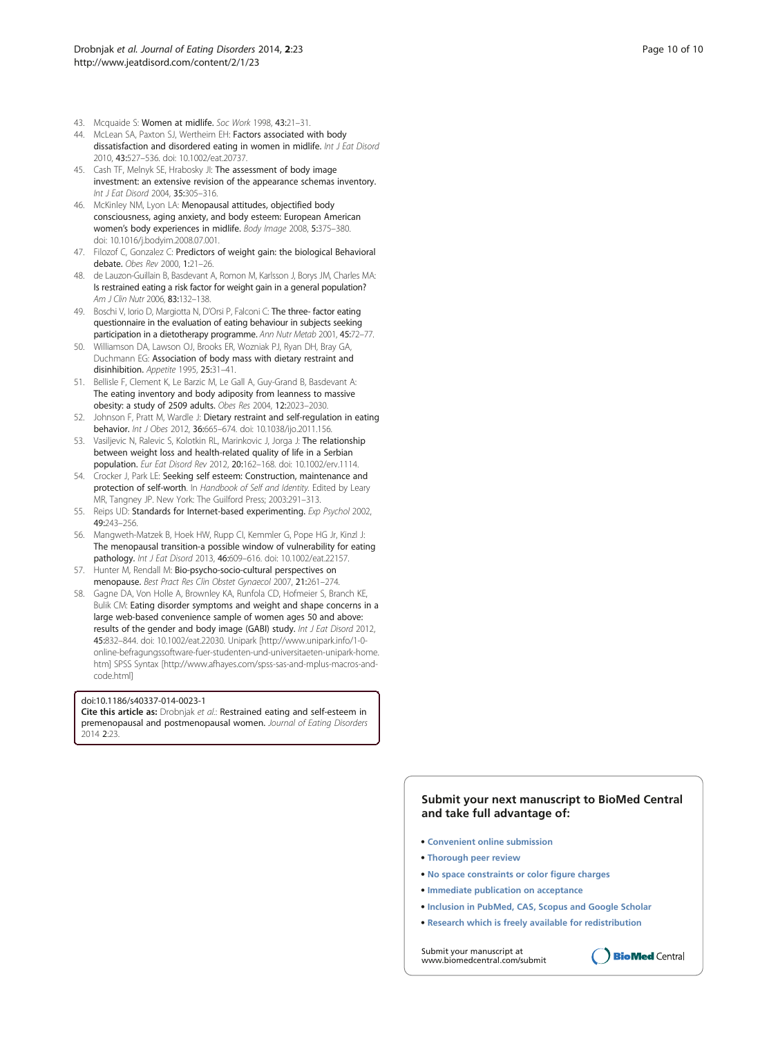43. Mcquaide S: Women at midlife. *Soc Work* 1998, **43:**21–31.
44. McLean SA, Paxton SJ, Wertheim EH: Factors associated with body dissatisfaction and disordered eating in women in midlife. *Int J Eat Disord* 2010, **43:**527–536. doi: 10.1002/eat.20737.
45. Cash TF, Melnyk SE, Hrabosky JI: The assessment of body image investment: an extensive revision of the appearance schemas inventory. *Int J Eat Disord* 2004, **35:**305–316.
46. McKinley NM, Lyon LA: Menopausal attitudes, objectified body consciousness, aging anxiety, and body esteem: European American women's body experiences in midlife. *Body Image* 2008, **5:**375–380. doi: 10.1016/j.bodyim.2008.07.001.
47. Filozof C, Gonzalez C: Predictors of weight gain: the biological Behavioral debate. *Obes Rev* 2000, **1:**21–26.
48. de Lauzon-Guillain B, Basdevant A, Romon M, Karlsson J, Borys JM, Charles MA: Is restrained eating a risk factor for weight gain in a general population? *Am J Clin Nutr* 2006, **83:**132–138.
49. Boschi V, Iorio D, Margiotta N, D'Orsi P, Falconi C: The three- factor eating questionnaire in the evaluation of eating behaviour in subjects seeking participation in a dietotherapy programme. *Ann Nutr Metab* 2001, **45:**72–77.
50. Williamson DA, Lawson OJ, Brooks ER, Wozniak PJ, Ryan DH, Bray GA, Duchmann EG: Association of body mass with dietary restraint and disinhibition. *Appetite* 1995, **25:**31–41.
51. Bellisle F, Clement K, Le Barzic M, Le Gall A, Guy-Grand B, Basdevant A: The eating inventory and body adiposity from leanness to massive obesity: a study of 2509 adults. *Obes Res* 2004, **12:**2023–2030.
52. Johnson F, Pratt M, Wardle J: Dietary restraint and self-regulation in eating behavior. *Int J Obes* 2012, **36:**665–674. doi: 10.1038/ijo.2011.156.
53. Vasiljevic N, Ralevic S, Kolotkin RL, Marinkovic J, Jorga J: The relationship between weight loss and health-related quality of life in a Serbian population. *Eur Eat Disord Rev* 2012, **20:**162–168. doi: 10.1002/erv.1114.
54. Crocker J, Park LE: Seeking self esteem: Construction, maintenance and protection of self-worth. In *Handbook of Self and Identity.* Edited by Leary MR, Tangney JP. New York: The Guilford Press; 2003:291–313.
55. Reips UD: Standards for Internet-based experimenting. *Exp Psychol* 2002, **49:**243–256.
56. Mangweth-Matzek B, Hoek HW, Rupp CI, Kemmler G, Pope HG Jr, Kinzl J: The menopausal transition-a possible window of vulnerability for eating pathology. *Int J Eat Disord* 2013, **46:**609–616. doi: 10.1002/eat.22157.
57. Hunter M, Rendall M: Bio-psycho-socio-cultural perspectives on menopause. *Best Pract Res Clin Obstet Gynaecol* 2007, **21:**261–274.
58. Gagne DA, Von Holle A, Brownley KA, Runfola CD, Hofmeier S, Branch KE, Bulik CM: Eating disorder symptoms and weight and shape concerns in a large web-based convenience sample of women ages 50 and above: results of the gender and body image (GABI) study. *Int J Eat Disord* 2012, **45:**832–844. doi: 10.1002/eat.22030. Unipark [http://www.unipark.info/1-0-online-befragungssoftware-fuer-studenten-und-universitaeten-unipark-home.htm] SPSS Syntax [http://www.afhayes.com/spss-sas-and-mplus-macros-and-code.html]

doi:10.1186/s40337-014-0023-1
**Cite this article as:** Drobnjak *et al.*: Restrained eating and self-esteem in premenopausal and postmenopausal women. *Journal of Eating Disorders* 2014 **2**:23.

**Submit your next manuscript to BioMed Central and take full advantage of:**

- **Convenient online submission**
- **Thorough peer review**
- **No space constraints or color figure charges**
- **Immediate publication on acceptance**
- **Inclusion in PubMed, CAS, Scopus and Google Scholar**
- **Research which is freely available for redistribution**

Submit your manuscript at
www.biomedcentral.com/submit

BioMed Central